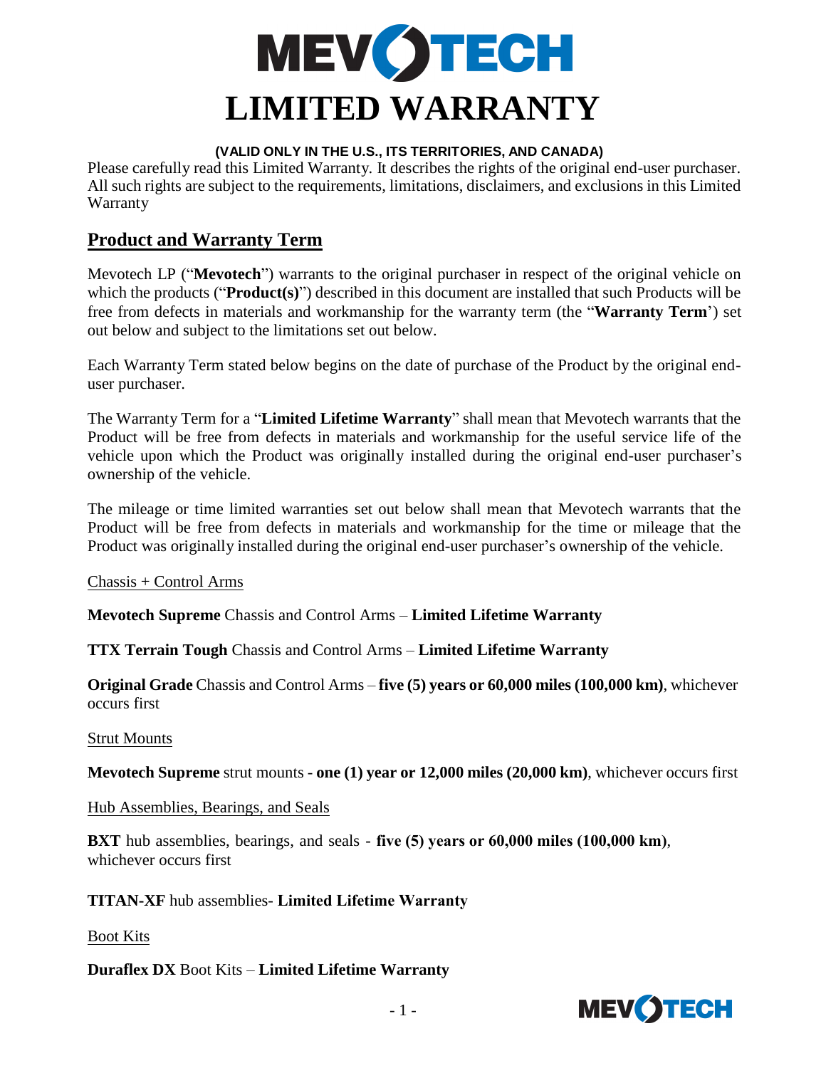# MEVOTECH LIMITED WARRANTY

**(VALID ONLY IN THE U.S., ITS TERRITORIES, AND CANADA)**

Please carefully read this Limited Warranty. It describes the rights of the original end-user purchaser. All such rights are subject to the requirements, limitations, disclaimers, and exclusions in this Limited Warranty

## Product and Warranty Term

Mevotech LP ("**Mevotech**") warrants to the original purchaser in respect of the original vehicle on which the products ("**Product(s)**") described in this document are installed that such Products will be free from defects in materials and workmanship for the warranty term (the "**Warranty Term**') set out below and subject to the limitations set out below.

Each Warranty Term stated below begins on the date of purchase of the Product by the original end-user purchaser.

The Warranty Term for a "**Limited Lifetime Warranty**" shall mean that Mevotech warrants that the Product will be free from defects in materials and workmanship for the useful service life of the vehicle upon which the Product was originally installed during the original end-user purchaser's ownership of the vehicle.

The mileage or time limited warranties set out below shall mean that Mevotech warrants that the Product will be free from defects in materials and workmanship for the time or mileage that the Product was originally installed during the original end-user purchaser's ownership of the vehicle.

Chassis + Control Arms

**Mevotech Supreme** Chassis and Control Arms – **Limited Lifetime Warranty**

**TTX Terrain Tough** Chassis and Control Arms – **Limited Lifetime Warranty**

**Original Grade** Chassis and Control Arms – **five (5) years or 60,000 miles (100,000 km)**, whichever occurs first

Strut Mounts

**Mevotech Supreme** strut mounts - **one (1) year or 12,000 miles (20,000 km)**, whichever occurs first

Hub Assemblies, Bearings, and Seals

**BXT** hub assemblies, bearings, and seals - **five (5) years or 60,000 miles (100,000 km)**, whichever occurs first

**TITAN-XF** hub assemblies- **Limited Lifetime Warranty**

Boot Kits

**Duraflex DX** Boot Kits – **Limited Lifetime Warranty**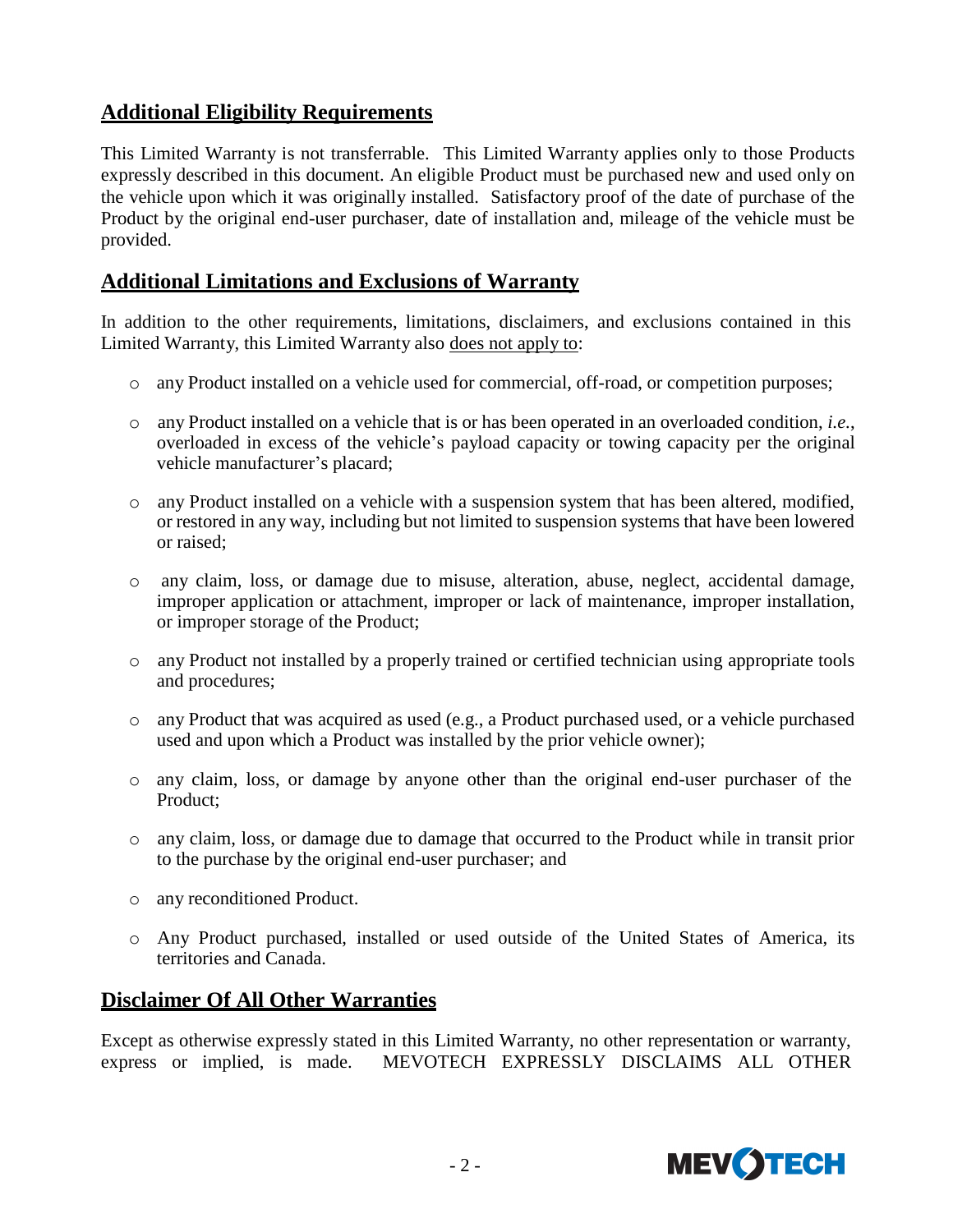## Additional Eligibility Requirements

This Limited Warranty is not transferrable. This Limited Warranty applies only to those Products expressly described in this document. An eligible Product must be purchased new and used only on the vehicle upon which it was originally installed. Satisfactory proof of the date of purchase of the Product by the original end-user purchaser, date of installation and, mileage of the vehicle must be provided.

## Additional Limitations and Exclusions of Warranty

In addition to the other requirements, limitations, disclaimers, and exclusions contained in this Limited Warranty, this Limited Warranty also does not apply to:

- any Product installed on a vehicle used for commercial, off-road, or competition purposes;
- any Product installed on a vehicle that is or has been operated in an overloaded condition, *i.e.*, overloaded in excess of the vehicle's payload capacity or towing capacity per the original vehicle manufacturer's placard;
- any Product installed on a vehicle with a suspension system that has been altered, modified, or restored in any way, including but not limited to suspension systems that have been lowered or raised;
- any claim, loss, or damage due to misuse, alteration, abuse, neglect, accidental damage, improper application or attachment, improper or lack of maintenance, improper installation, or improper storage of the Product;
- any Product not installed by a properly trained or certified technician using appropriate tools and procedures;
- any Product that was acquired as used (e.g., a Product purchased used, or a vehicle purchased used and upon which a Product was installed by the prior vehicle owner);
- any claim, loss, or damage by anyone other than the original end-user purchaser of the Product;
- any claim, loss, or damage due to damage that occurred to the Product while in transit prior to the purchase by the original end-user purchaser; and
- any reconditioned Product.
- Any Product purchased, installed or used outside of the United States of America, its territories and Canada.

## Disclaimer Of All Other Warranties

Except as otherwise expressly stated in this Limited Warranty, no other representation or warranty, express or implied, is made. MEVOTECH EXPRESSLY DISCLAIMS ALL OTHER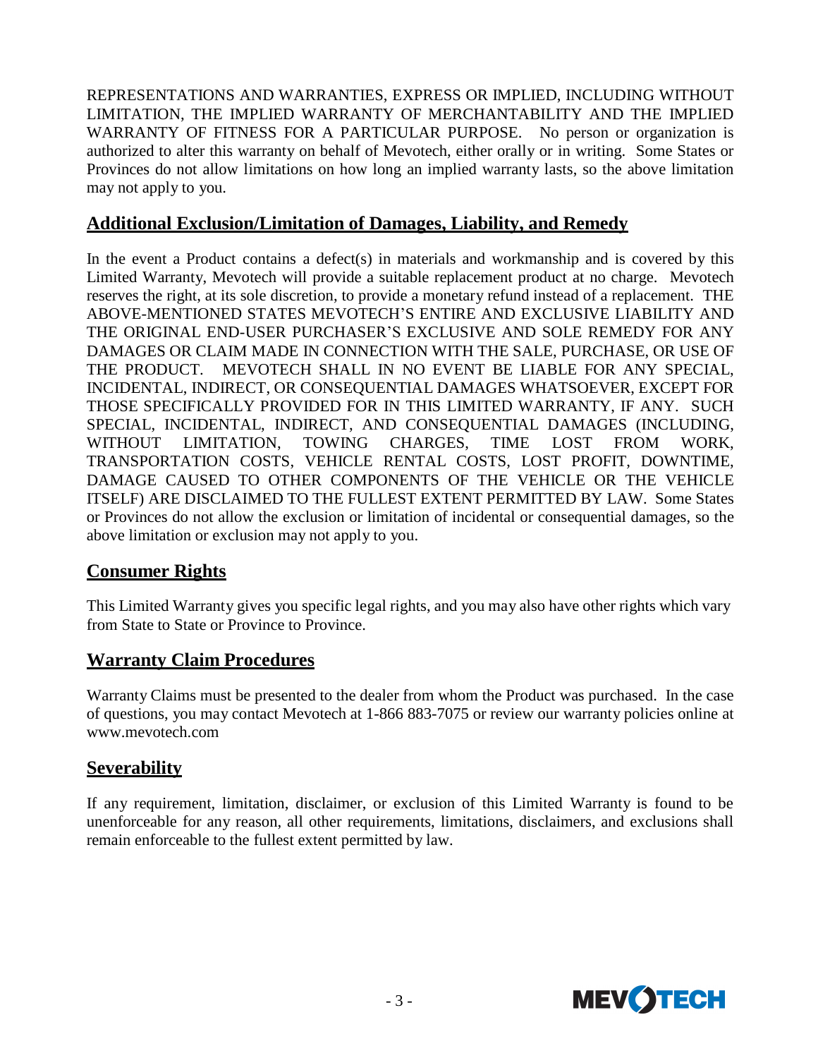REPRESENTATIONS AND WARRANTIES, EXPRESS OR IMPLIED, INCLUDING WITHOUT LIMITATION, THE IMPLIED WARRANTY OF MERCHANTABILITY AND THE IMPLIED WARRANTY OF FITNESS FOR A PARTICULAR PURPOSE. No person or organization is authorized to alter this warranty on behalf of Mevotech, either orally or in writing. Some States or Provinces do not allow limitations on how long an implied warranty lasts, so the above limitation may not apply to you.

## Additional Exclusion/Limitation of Damages, Liability, and Remedy

In the event a Product contains a defect(s) in materials and workmanship and is covered by this Limited Warranty, Mevotech will provide a suitable replacement product at no charge. Mevotech reserves the right, at its sole discretion, to provide a monetary refund instead of a replacement. THE ABOVE-MENTIONED STATES MEVOTECH'S ENTIRE AND EXCLUSIVE LIABILITY AND THE ORIGINAL END-USER PURCHASER'S EXCLUSIVE AND SOLE REMEDY FOR ANY DAMAGES OR CLAIM MADE IN CONNECTION WITH THE SALE, PURCHASE, OR USE OF THE PRODUCT. MEVOTECH SHALL IN NO EVENT BE LIABLE FOR ANY SPECIAL, INCIDENTAL, INDIRECT, OR CONSEQUENTIAL DAMAGES WHATSOEVER, EXCEPT FOR THOSE SPECIFICALLY PROVIDED FOR IN THIS LIMITED WARRANTY, IF ANY. SUCH SPECIAL, INCIDENTAL, INDIRECT, AND CONSEQUENTIAL DAMAGES (INCLUDING, WITHOUT LIMITATION, TOWING CHARGES, TIME LOST FROM WORK, TRANSPORTATION COSTS, VEHICLE RENTAL COSTS, LOST PROFIT, DOWNTIME, DAMAGE CAUSED TO OTHER COMPONENTS OF THE VEHICLE OR THE VEHICLE ITSELF) ARE DISCLAIMED TO THE FULLEST EXTENT PERMITTED BY LAW. Some States or Provinces do not allow the exclusion or limitation of incidental or consequential damages, so the above limitation or exclusion may not apply to you.

## Consumer Rights

This Limited Warranty gives you specific legal rights, and you may also have other rights which vary from State to State or Province to Province.

## Warranty Claim Procedures

Warranty Claims must be presented to the dealer from whom the Product was purchased. In the case of questions, you may contact Mevotech at 1-866 883-7075 or review our warranty policies online at www.mevotech.com

## Severability

If any requirement, limitation, disclaimer, or exclusion of this Limited Warranty is found to be unenforceable for any reason, all other requirements, limitations, disclaimers, and exclusions shall remain enforceable to the fullest extent permitted by law.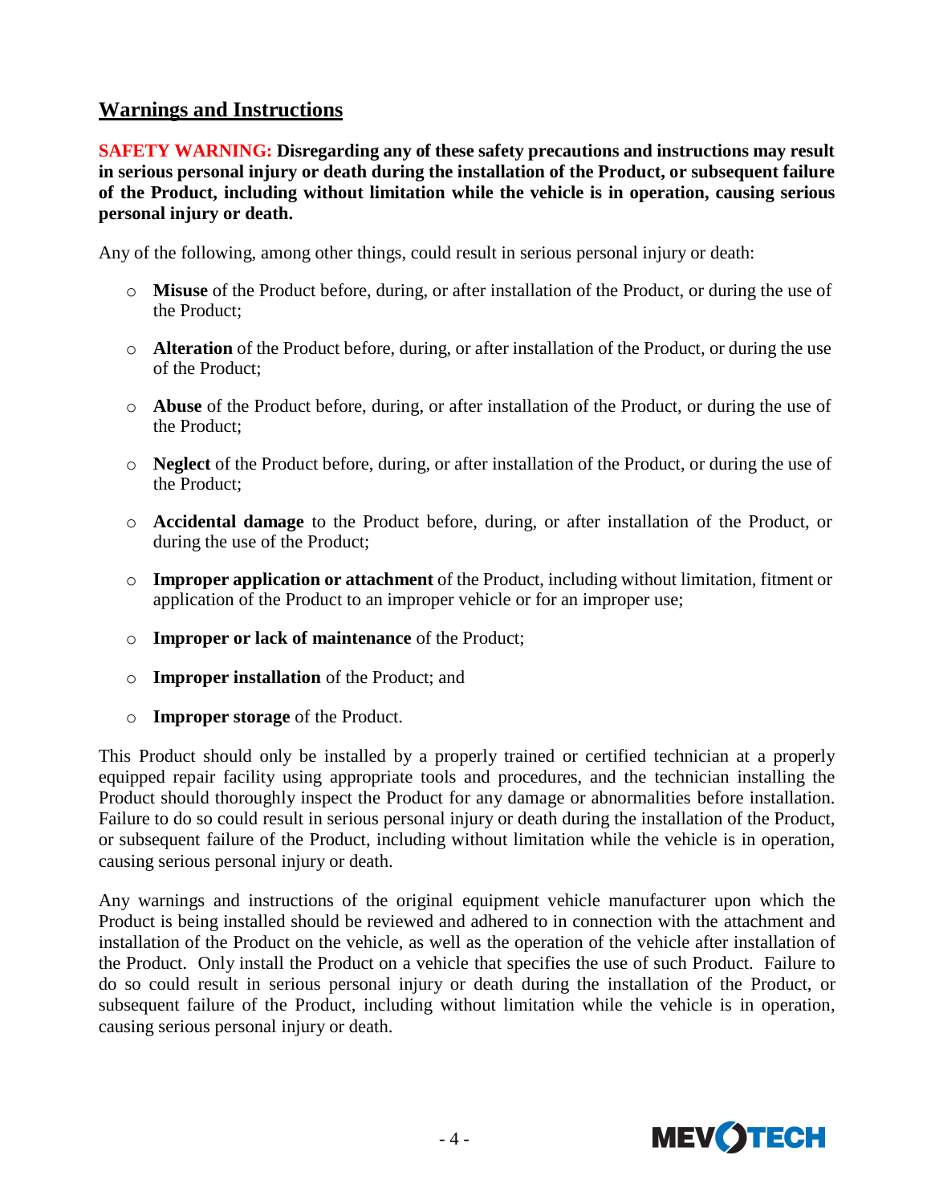## Warnings and Instructions

**SAFETY WARNING: Disregarding any of these safety precautions and instructions may result in serious personal injury or death during the installation of the Product, or subsequent failure of the Product, including without limitation while the vehicle is in operation, causing serious personal injury or death.**

Any of the following, among other things, could result in serious personal injury or death:

- **Misuse** of the Product before, during, or after installation of the Product, or during the use of the Product;
- **Alteration** of the Product before, during, or after installation of the Product, or during the use of the Product;
- **Abuse** of the Product before, during, or after installation of the Product, or during the use of the Product;
- **Neglect** of the Product before, during, or after installation of the Product, or during the use of the Product;
- **Accidental damage** to the Product before, during, or after installation of the Product, or during the use of the Product;
- **Improper application or attachment** of the Product, including without limitation, fitment or application of the Product to an improper vehicle or for an improper use;
- **Improper or lack of maintenance** of the Product;
- **Improper installation** of the Product; and
- **Improper storage** of the Product.

This Product should only be installed by a properly trained or certified technician at a properly equipped repair facility using appropriate tools and procedures, and the technician installing the Product should thoroughly inspect the Product for any damage or abnormalities before installation. Failure to do so could result in serious personal injury or death during the installation of the Product, or subsequent failure of the Product, including without limitation while the vehicle is in operation, causing serious personal injury or death.

Any warnings and instructions of the original equipment vehicle manufacturer upon which the Product is being installed should be reviewed and adhered to in connection with the attachment and installation of the Product on the vehicle, as well as the operation of the vehicle after installation of the Product. Only install the Product on a vehicle that specifies the use of such Product. Failure to do so could result in serious personal injury or death during the installation of the Product, or subsequent failure of the Product, including without limitation while the vehicle is in operation, causing serious personal injury or death.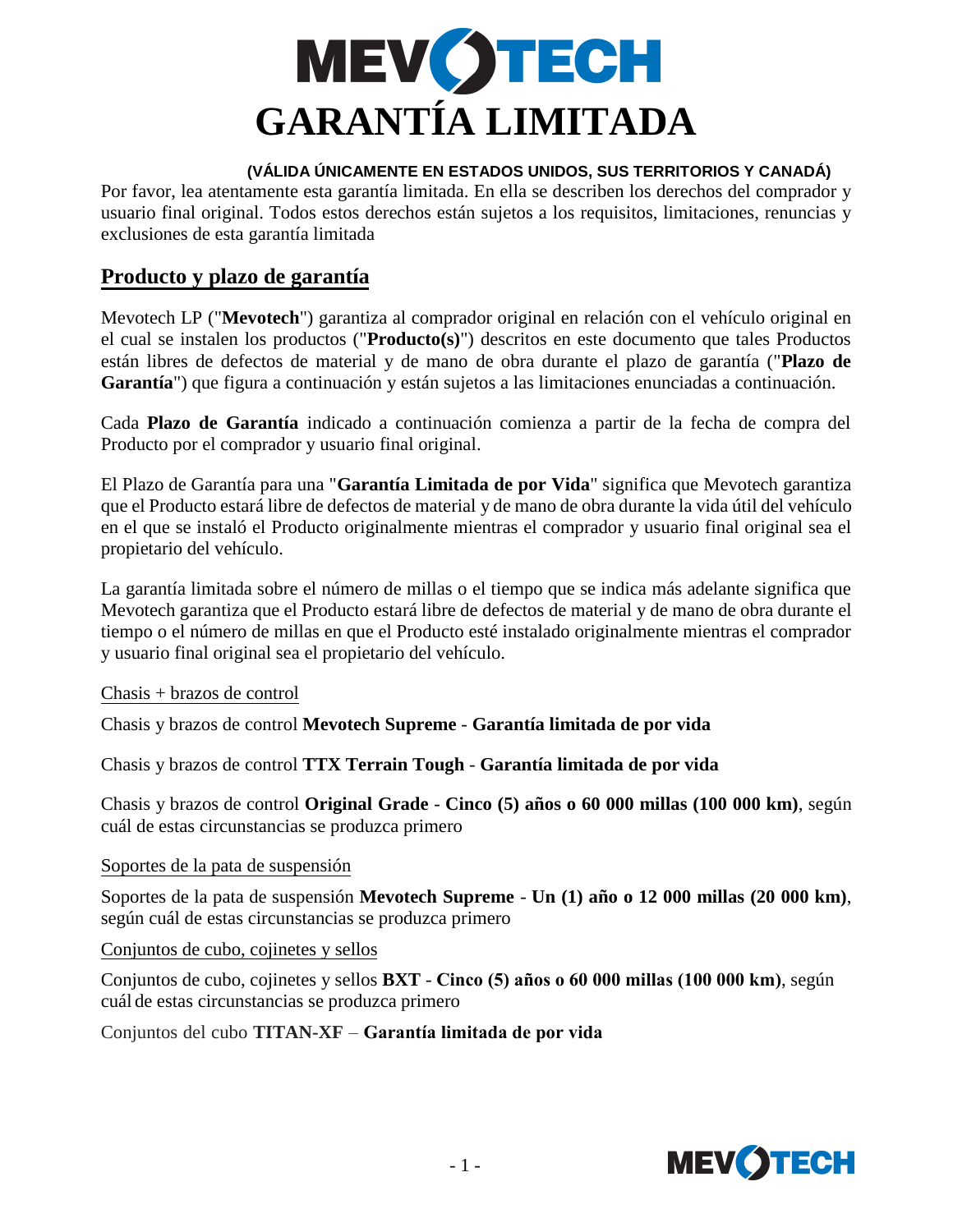# MEVOTECH

# GARANTÍA LIMITADA

**(VÁLIDA ÚNICAMENTE EN ESTADOS UNIDOS, SUS TERRITORIOS Y CANADÁ)**

Por favor, lea atentamente esta garantía limitada. En ella se describen los derechos del comprador y usuario final original. Todos estos derechos están sujetos a los requisitos, limitaciones, renuncias y exclusiones de esta garantía limitada

## Producto y plazo de garantía

Mevotech LP ("**Mevotech**") garantiza al comprador original en relación con el vehículo original en el cual se instalen los productos ("**Producto(s)**") descritos en este documento que tales Productos están libres de defectos de material y de mano de obra durante el plazo de garantía ("**Plazo de Garantía**") que figura a continuación y están sujetos a las limitaciones enunciadas a continuación.

Cada **Plazo de Garantía** indicado a continuación comienza a partir de la fecha de compra del Producto por el comprador y usuario final original.

El Plazo de Garantía para una "**Garantía Limitada de por Vida**" significa que Mevotech garantiza que el Producto estará libre de defectos de material y de mano de obra durante la vida útil del vehículo en el que se instaló el Producto originalmente mientras el comprador y usuario final original sea el propietario del vehículo.

La garantía limitada sobre el número de millas o el tiempo que se indica más adelante significa que Mevotech garantiza que el Producto estará libre de defectos de material y de mano de obra durante el tiempo o el número de millas en que el Producto esté instalado originalmente mientras el comprador y usuario final original sea el propietario del vehículo.

Chasis + brazos de control

Chasis y brazos de control **Mevotech Supreme** - **Garantía limitada de por vida**

Chasis y brazos de control **TTX Terrain Tough** - **Garantía limitada de por vida**

Chasis y brazos de control **Original Grade** - **Cinco (5) años o 60 000 millas (100 000 km)**, según cuál de estas circunstancias se produzca primero

Soportes de la pata de suspensión

Soportes de la pata de suspensión **Mevotech Supreme** - **Un (1) año o 12 000 millas (20 000 km)**, según cuál de estas circunstancias se produzca primero

Conjuntos de cubo, cojinetes y sellos

Conjuntos de cubo, cojinetes y sellos **BXT** - **Cinco (5) años o 60 000 millas (100 000 km)**, según cuál de estas circunstancias se produzca primero

Conjuntos del cubo **TITAN-XF** – **Garantía limitada de por vida**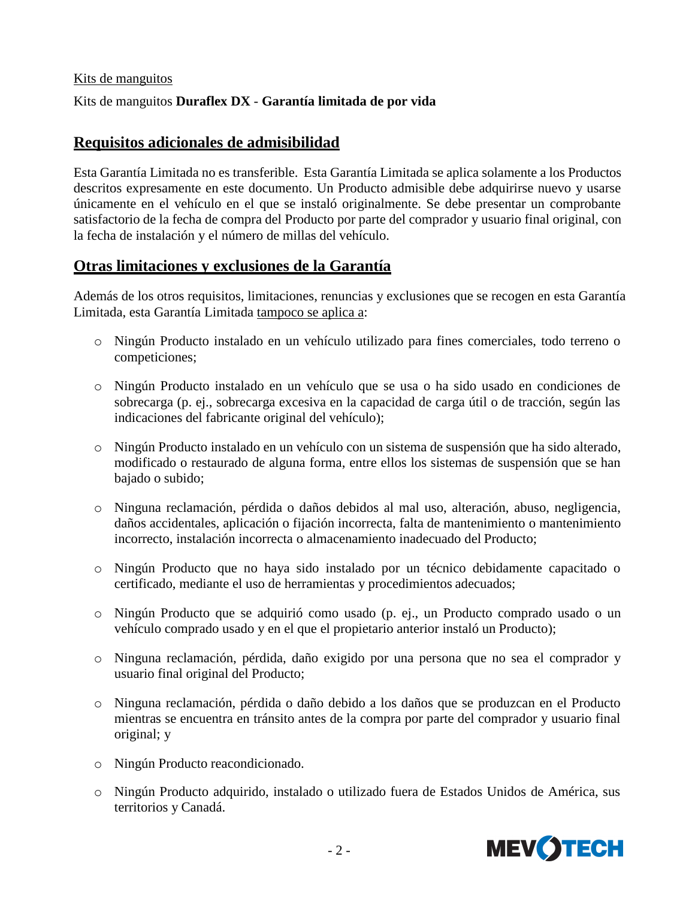Kits de manguitos

Kits de manguitos **Duraflex DX** - **Garantía limitada de por vida**

## Requisitos adicionales de admisibilidad

Esta Garantía Limitada no es transferible. Esta Garantía Limitada se aplica solamente a los Productos descritos expresamente en este documento. Un Producto admisible debe adquirirse nuevo y usarse únicamente en el vehículo en el que se instaló originalmente. Se debe presentar un comprobante satisfactorio de la fecha de compra del Producto por parte del comprador y usuario final original, con la fecha de instalación y el número de millas del vehículo.

## Otras limitaciones y exclusiones de la Garantía

Además de los otros requisitos, limitaciones, renuncias y exclusiones que se recogen en esta Garantía Limitada, esta Garantía Limitada tampoco se aplica a:

- Ningún Producto instalado en un vehículo utilizado para fines comerciales, todo terreno o competiciones;
- Ningún Producto instalado en un vehículo que se usa o ha sido usado en condiciones de sobrecarga (p. ej., sobrecarga excesiva en la capacidad de carga útil o de tracción, según las indicaciones del fabricante original del vehículo);
- Ningún Producto instalado en un vehículo con un sistema de suspensión que ha sido alterado, modificado o restaurado de alguna forma, entre ellos los sistemas de suspensión que se han bajado o subido;
- Ninguna reclamación, pérdida o daños debidos al mal uso, alteración, abuso, negligencia, daños accidentales, aplicación o fijación incorrecta, falta de mantenimiento o mantenimiento incorrecto, instalación incorrecta o almacenamiento inadecuado del Producto;
- Ningún Producto que no haya sido instalado por un técnico debidamente capacitado o certificado, mediante el uso de herramientas y procedimientos adecuados;
- Ningún Producto que se adquirió como usado (p. ej., un Producto comprado usado o un vehículo comprado usado y en el que el propietario anterior instaló un Producto);
- Ninguna reclamación, pérdida, daño exigido por una persona que no sea el comprador y usuario final original del Producto;
- Ninguna reclamación, pérdida o daño debido a los daños que se produzcan en el Producto mientras se encuentra en tránsito antes de la compra por parte del comprador y usuario final original; y
- Ningún Producto reacondicionado.
- Ningún Producto adquirido, instalado o utilizado fuera de Estados Unidos de América, sus territorios y Canadá.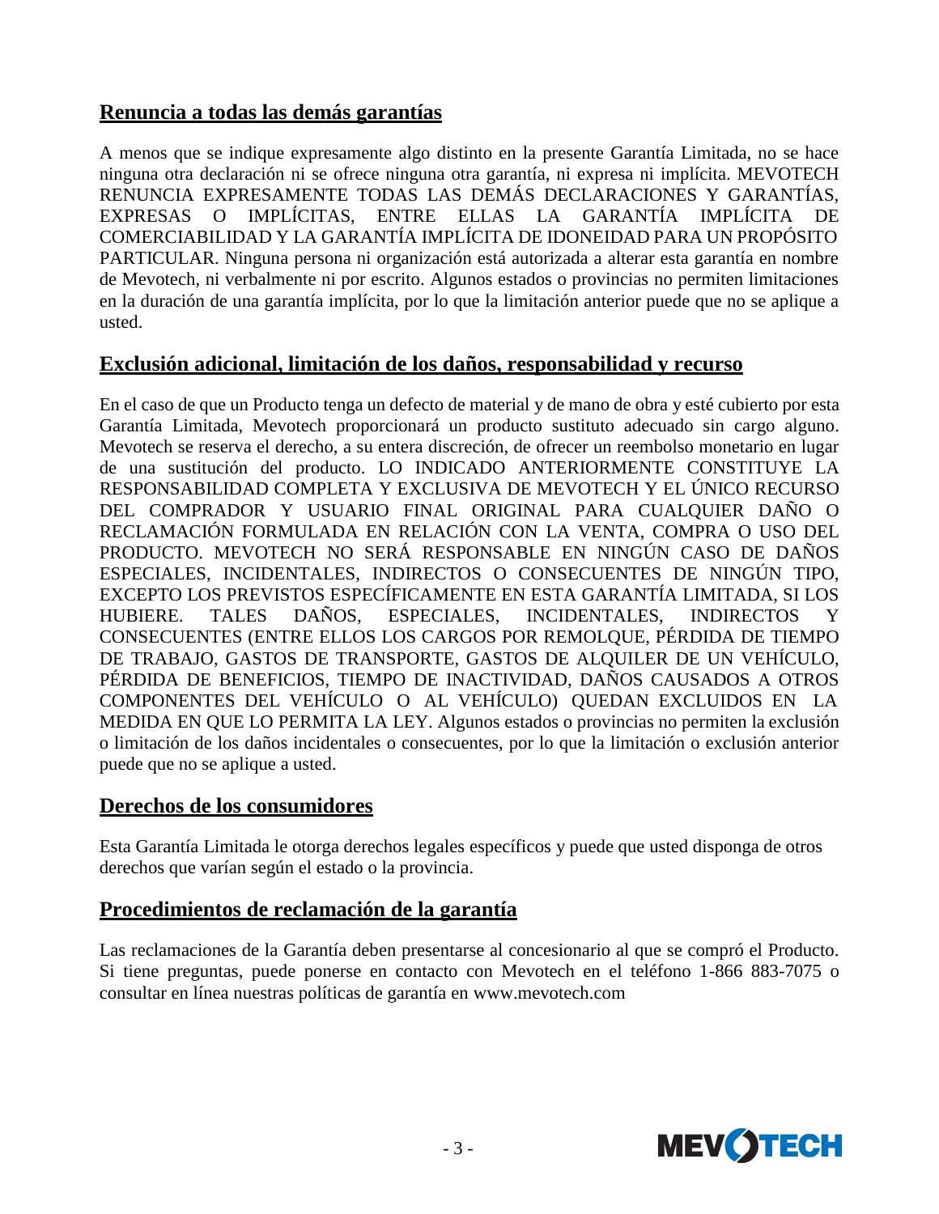## Renuncia a todas las demás garantías

A menos que se indique expresamente algo distinto en la presente Garantía Limitada, no se hace ninguna otra declaración ni se ofrece ninguna otra garantía, ni expresa ni implícita. MEVOTECH RENUNCIA EXPRESAMENTE TODAS LAS DEMÁS DECLARACIONES Y GARANTÍAS, EXPRESAS O IMPLÍCITAS, ENTRE ELLAS LA GARANTÍA IMPLÍCITA DE COMERCIABILIDAD Y LA GARANTÍA IMPLÍCITA DE IDONEIDAD PARA UN PROPÓSITO PARTICULAR. Ninguna persona ni organización está autorizada a alterar esta garantía en nombre de Mevotech, ni verbalmente ni por escrito. Algunos estados o provincias no permiten limitaciones en la duración de una garantía implícita, por lo que la limitación anterior puede que no se aplique a usted.

## Exclusión adicional, limitación de los daños, responsabilidad y recurso

En el caso de que un Producto tenga un defecto de material y de mano de obra y esté cubierto por esta Garantía Limitada, Mevotech proporcionará un producto sustituto adecuado sin cargo alguno. Mevotech se reserva el derecho, a su entera discreción, de ofrecer un reembolso monetario en lugar de una sustitución del producto. LO INDICADO ANTERIORMENTE CONSTITUYE LA RESPONSABILIDAD COMPLETA Y EXCLUSIVA DE MEVOTECH Y EL ÚNICO RECURSO DEL COMPRADOR Y USUARIO FINAL ORIGINAL PARA CUALQUIER DAÑO O RECLAMACIÓN FORMULADA EN RELACIÓN CON LA VENTA, COMPRA O USO DEL PRODUCTO. MEVOTECH NO SERÁ RESPONSABLE EN NINGÚN CASO DE DAÑOS ESPECIALES, INCIDENTALES, INDIRECTOS O CONSECUENTES DE NINGÚN TIPO, EXCEPTO LOS PREVISTOS ESPECÍFICAMENTE EN ESTA GARANTÍA LIMITADA, SI LOS HUBIERE. TALES DAÑOS, ESPECIALES, INCIDENTALES, INDIRECTOS Y CONSECUENTES (ENTRE ELLOS LOS CARGOS POR REMOLQUE, PÉRDIDA DE TIEMPO DE TRABAJO, GASTOS DE TRANSPORTE, GASTOS DE ALQUILER DE UN VEHÍCULO, PÉRDIDA DE BENEFICIOS, TIEMPO DE INACTIVIDAD, DAÑOS CAUSADOS A OTROS COMPONENTES DEL VEHÍCULO O AL VEHÍCULO) QUEDAN EXCLUIDOS EN LA MEDIDA EN QUE LO PERMITA LA LEY. Algunos estados o provincias no permiten la exclusión o limitación de los daños incidentales o consecuentes, por lo que la limitación o exclusión anterior puede que no se aplique a usted.

## Derechos de los consumidores

Esta Garantía Limitada le otorga derechos legales específicos y puede que usted disponga de otros derechos que varían según el estado o la provincia.

## Procedimientos de reclamación de la garantía

Las reclamaciones de la Garantía deben presentarse al concesionario al que se compró el Producto. Si tiene preguntas, puede ponerse en contacto con Mevotech en el teléfono 1-866 883-7075 o consultar en línea nuestras políticas de garantía en www.mevotech.com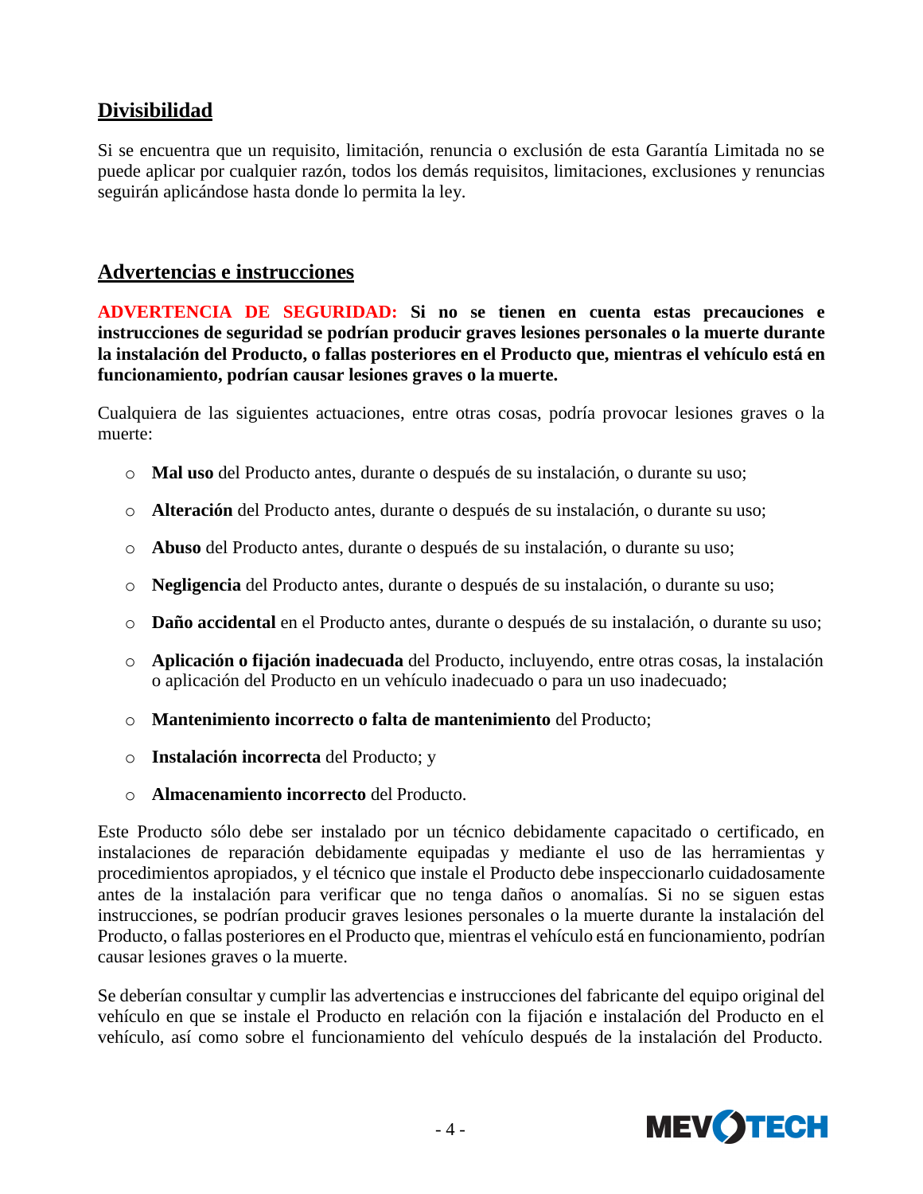## Divisibilidad

Si se encuentra que un requisito, limitación, renuncia o exclusión de esta Garantía Limitada no se puede aplicar por cualquier razón, todos los demás requisitos, limitaciones, exclusiones y renuncias seguirán aplicándose hasta donde lo permita la ley.

## Advertencias e instrucciones

**ADVERTENCIA DE SEGURIDAD: Si no se tienen en cuenta estas precauciones e instrucciones de seguridad se podrían producir graves lesiones personales o la muerte durante la instalación del Producto, o fallas posteriores en el Producto que, mientras el vehículo está en funcionamiento, podrían causar lesiones graves o la muerte.**

Cualquiera de las siguientes actuaciones, entre otras cosas, podría provocar lesiones graves o la muerte:

- **Mal uso** del Producto antes, durante o después de su instalación, o durante su uso;
- **Alteración** del Producto antes, durante o después de su instalación, o durante su uso;
- **Abuso** del Producto antes, durante o después de su instalación, o durante su uso;
- **Negligencia** del Producto antes, durante o después de su instalación, o durante su uso;
- **Daño accidental** en el Producto antes, durante o después de su instalación, o durante su uso;
- **Aplicación o fijación inadecuada** del Producto, incluyendo, entre otras cosas, la instalación o aplicación del Producto en un vehículo inadecuado o para un uso inadecuado;
- **Mantenimiento incorrecto o falta de mantenimiento** del Producto;
- **Instalación incorrecta** del Producto; y
- **Almacenamiento incorrecto** del Producto.

Este Producto sólo debe ser instalado por un técnico debidamente capacitado o certificado, en instalaciones de reparación debidamente equipadas y mediante el uso de las herramientas y procedimientos apropiados, y el técnico que instale el Producto debe inspeccionarlo cuidadosamente antes de la instalación para verificar que no tenga daños o anomalías. Si no se siguen estas instrucciones, se podrían producir graves lesiones personales o la muerte durante la instalación del Producto, o fallas posteriores en el Producto que, mientras el vehículo está en funcionamiento, podrían causar lesiones graves o la muerte.

Se deberían consultar y cumplir las advertencias e instrucciones del fabricante del equipo original del vehículo en que se instale el Producto en relación con la fijación e instalación del Producto en el vehículo, así como sobre el funcionamiento del vehículo después de la instalación del Producto.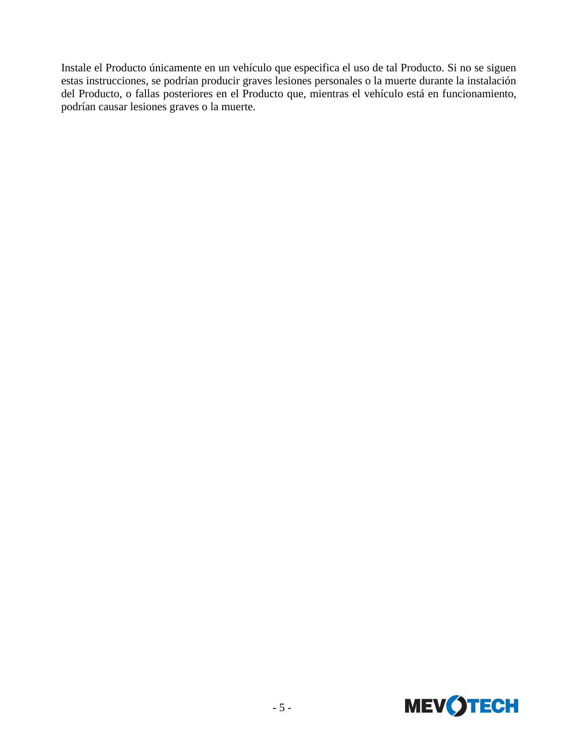Instale el Producto únicamente en un vehículo que especifica el uso de tal Producto. Si no se siguen estas instrucciones, se podrían producir graves lesiones personales o la muerte durante la instalación del Producto, o fallas posteriores en el Producto que, mientras el vehículo está en funcionamiento, podrían causar lesiones graves o la muerte.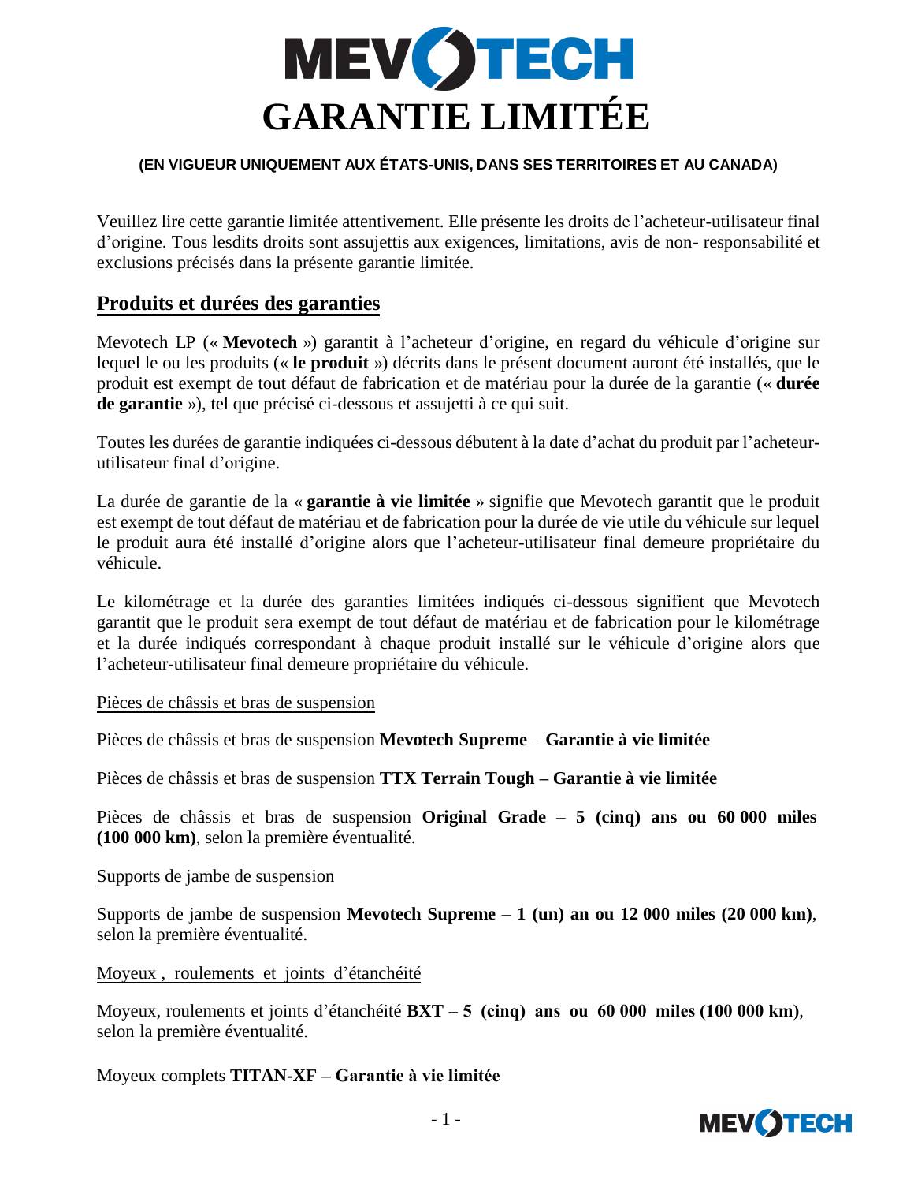# MEVOTECH
# GARANTIE LIMITÉE

**(EN VIGUEUR UNIQUEMENT AUX ÉTATS-UNIS, DANS SES TERRITOIRES ET AU CANADA)**

Veuillez lire cette garantie limitée attentivement. Elle présente les droits de l'acheteur-utilisateur final d'origine. Tous lesdits droits sont assujettis aux exigences, limitations, avis de non- responsabilité et exclusions précisés dans la présente garantie limitée.

## Produits et durées des garanties

Mevotech LP (« **Mevotech** ») garantit à l'acheteur d'origine, en regard du véhicule d'origine sur lequel le ou les produits (« **le produit** ») décrits dans le présent document auront été installés, que le produit est exempt de tout défaut de fabrication et de matériau pour la durée de la garantie (« **durée de garantie** »), tel que précisé ci-dessous et assujetti à ce qui suit.

Toutes les durées de garantie indiquées ci-dessous débutent à la date d'achat du produit par l'acheteur-utilisateur final d'origine.

La durée de garantie de la « **garantie à vie limitée** » signifie que Mevotech garantit que le produit est exempt de tout défaut de matériau et de fabrication pour la durée de vie utile du véhicule sur lequel le produit aura été installé d'origine alors que l'acheteur-utilisateur final demeure propriétaire du véhicule.

Le kilométrage et la durée des garanties limitées indiqués ci-dessous signifient que Mevotech garantit que le produit sera exempt de tout défaut de matériau et de fabrication pour le kilométrage et la durée indiqués correspondant à chaque produit installé sur le véhicule d'origine alors que l'acheteur-utilisateur final demeure propriétaire du véhicule.

Pièces de châssis et bras de suspension

Pièces de châssis et bras de suspension **Mevotech Supreme** – **Garantie à vie limitée**

Pièces de châssis et bras de suspension **TTX Terrain Tough – Garantie à vie limitée**

Pièces de châssis et bras de suspension **Original Grade** – **5 (cinq) ans ou 60 000 miles (100 000 km)**, selon la première éventualité.

Supports de jambe de suspension

Supports de jambe de suspension **Mevotech Supreme** – **1 (un) an ou 12 000 miles (20 000 km)**, selon la première éventualité.

Moyeux , roulements et joints d'étanchéité

Moyeux, roulements et joints d'étanchéité **BXT** – **5 (cinq) ans ou 60 000 miles (100 000 km)**, selon la première éventualité.

Moyeux complets **TITAN-XF – Garantie à vie limitée**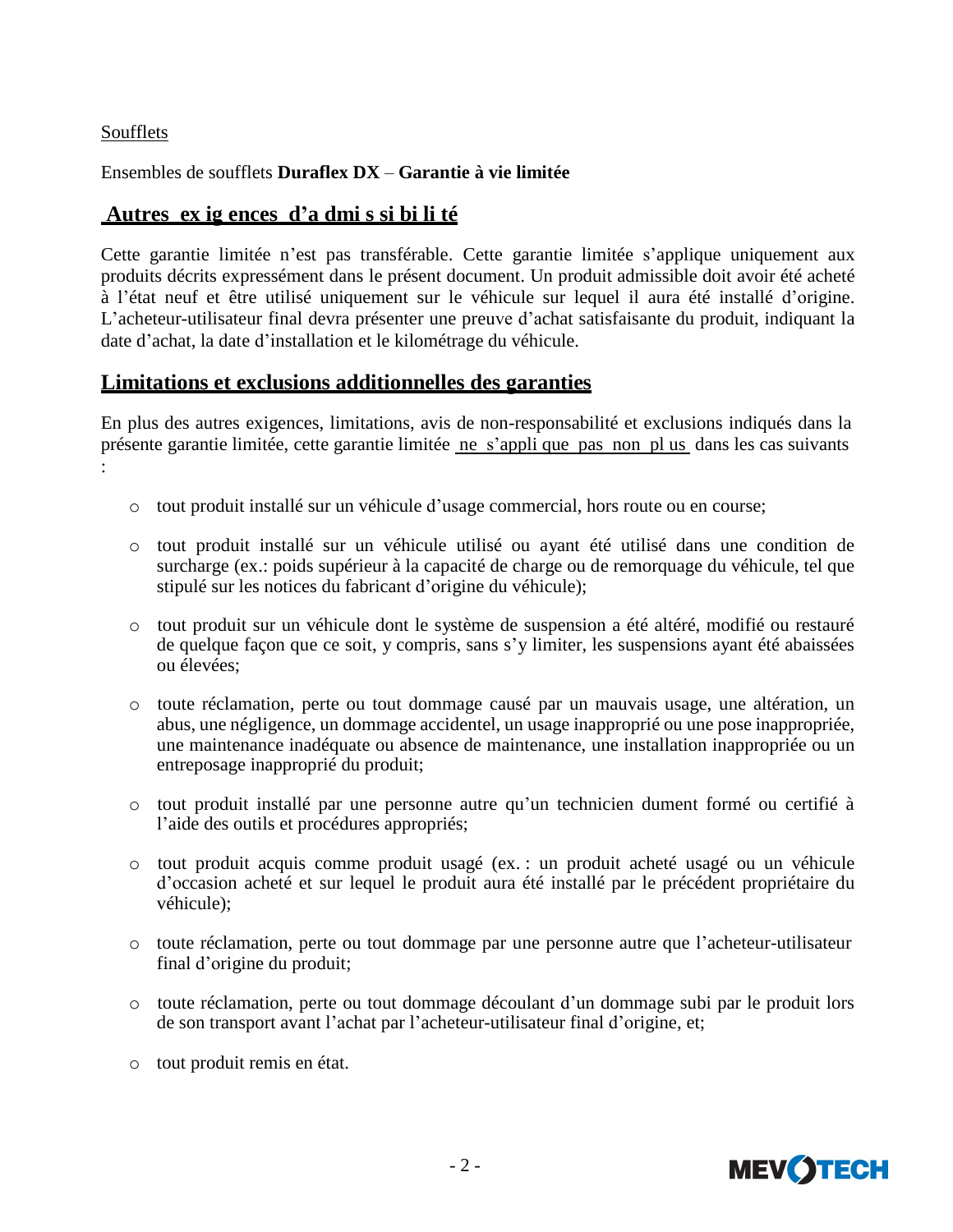Soufflets

Ensembles de soufflets **Duraflex DX** – **Garantie à vie limitée**

## Autres exigences d'admissibilité

Cette garantie limitée n'est pas transférable. Cette garantie limitée s'applique uniquement aux produits décrits expressément dans le présent document. Un produit admissible doit avoir été acheté à l'état neuf et être utilisé uniquement sur le véhicule sur lequel il aura été installé d'origine. L'acheteur-utilisateur final devra présenter une preuve d'achat satisfaisante du produit, indiquant la date d'achat, la date d'installation et le kilométrage du véhicule.

## Limitations et exclusions additionnelles des garanties

En plus des autres exigences, limitations, avis de non-responsabilité et exclusions indiqués dans la présente garantie limitée, cette garantie limitée <u>ne s'applique pas non plus</u> dans les cas suivants :

- tout produit installé sur un véhicule d'usage commercial, hors route ou en course;
- tout produit installé sur un véhicule utilisé ou ayant été utilisé dans une condition de surcharge (ex.: poids supérieur à la capacité de charge ou de remorquage du véhicule, tel que stipulé sur les notices du fabricant d'origine du véhicule);
- tout produit sur un véhicule dont le système de suspension a été altéré, modifié ou restauré de quelque façon que ce soit, y compris, sans s'y limiter, les suspensions ayant été abaissées ou élevées;
- toute réclamation, perte ou tout dommage causé par un mauvais usage, une altération, un abus, une négligence, un dommage accidentel, un usage inapproprié ou une pose inappropriée, une maintenance inadéquate ou absence de maintenance, une installation inappropriée ou un entreposage inapproprié du produit;
- tout produit installé par une personne autre qu'un technicien dument formé ou certifié à l'aide des outils et procédures appropriés;
- tout produit acquis comme produit usagé (ex. : un produit acheté usagé ou un véhicule d'occasion acheté et sur lequel le produit aura été installé par le précédent propriétaire du véhicule);
- toute réclamation, perte ou tout dommage par une personne autre que l'acheteur-utilisateur final d'origine du produit;
- toute réclamation, perte ou tout dommage découlant d'un dommage subi par le produit lors de son transport avant l'achat par l'acheteur-utilisateur final d'origine, et;
- tout produit remis en état.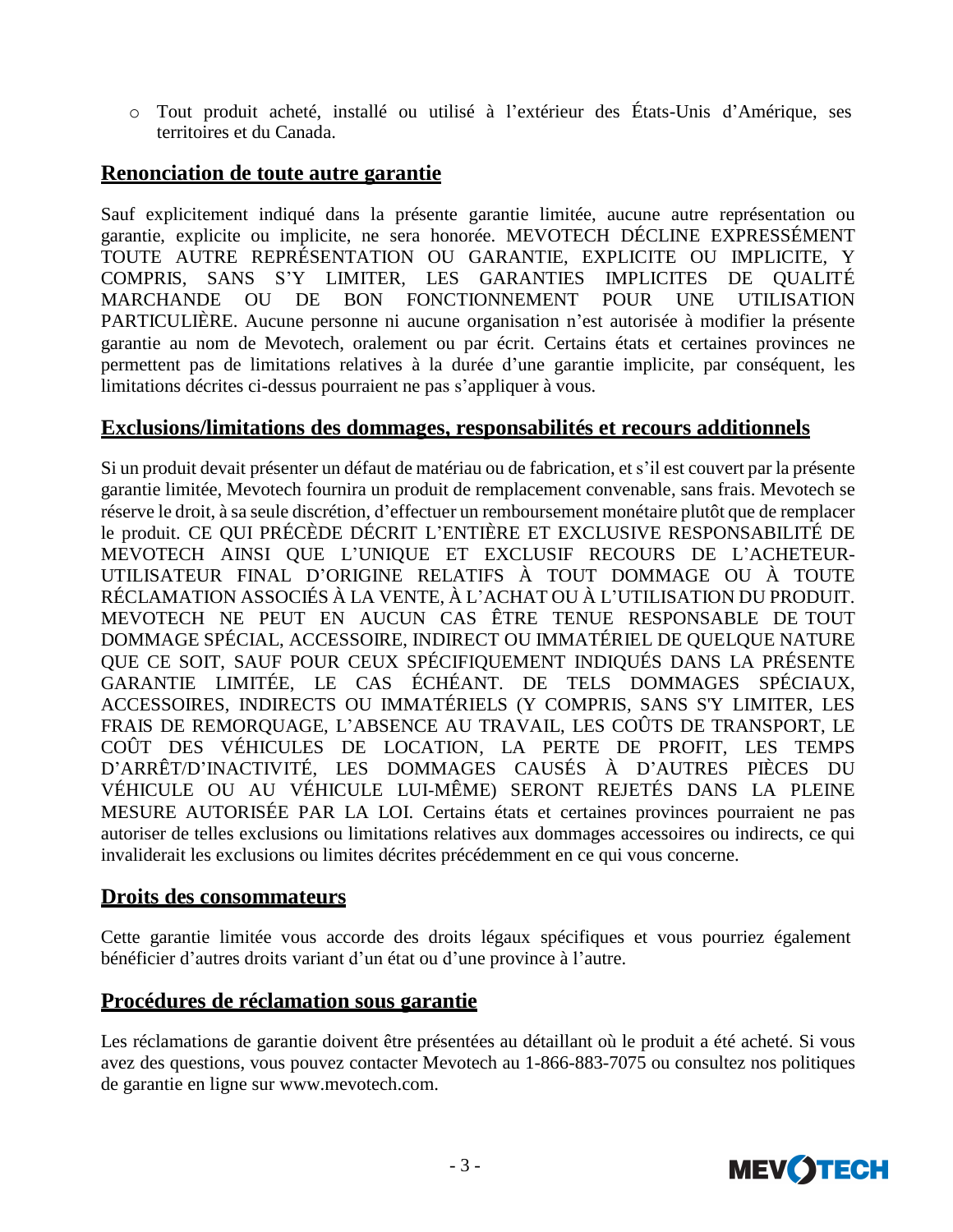- Tout produit acheté, installé ou utilisé à l'extérieur des États-Unis d'Amérique, ses territoires et du Canada.

## Renonciation de toute autre garantie

Sauf explicitement indiqué dans la présente garantie limitée, aucune autre représentation ou garantie, explicite ou implicite, ne sera honorée. MEVOTECH DÉCLINE EXPRESSÉMENT TOUTE AUTRE REPRÉSENTATION OU GARANTIE, EXPLICITE OU IMPLICITE, Y COMPRIS, SANS S'Y LIMITER, LES GARANTIES IMPLICITES DE QUALITÉ MARCHANDE OU DE BON FONCTIONNEMENT POUR UNE UTILISATION PARTICULIÈRE. Aucune personne ni aucune organisation n'est autorisée à modifier la présente garantie au nom de Mevotech, oralement ou par écrit. Certains états et certaines provinces ne permettent pas de limitations relatives à la durée d'une garantie implicite, par conséquent, les limitations décrites ci-dessus pourraient ne pas s'appliquer à vous.

## Exclusions/limitations des dommages, responsabilités et recours additionnels

Si un produit devait présenter un défaut de matériau ou de fabrication, et s'il est couvert par la présente garantie limitée, Mevotech fournira un produit de remplacement convenable, sans frais. Mevotech se réserve le droit, à sa seule discrétion, d'effectuer un remboursement monétaire plutôt que de remplacer le produit. CE QUI PRÉCÈDE DÉCRIT L'ENTIÈRE ET EXCLUSIVE RESPONSABILITÉ DE MEVOTECH AINSI QUE L'UNIQUE ET EXCLUSIF RECOURS DE L'ACHETEUR-UTILISATEUR FINAL D'ORIGINE RELATIFS À TOUT DOMMAGE OU À TOUTE RÉCLAMATION ASSOCIÉS À LA VENTE, À L'ACHAT OU À L'UTILISATION DU PRODUIT. MEVOTECH NE PEUT EN AUCUN CAS ÊTRE TENUE RESPONSABLE DE TOUT DOMMAGE SPÉCIAL, ACCESSOIRE, INDIRECT OU IMMATÉRIEL DE QUELQUE NATURE QUE CE SOIT, SAUF POUR CEUX SPÉCIFIQUEMENT INDIQUÉS DANS LA PRÉSENTE GARANTIE LIMITÉE, LE CAS ÉCHÉANT. DE TELS DOMMAGES SPÉCIAUX, ACCESSOIRES, INDIRECTS OU IMMATÉRIELS (Y COMPRIS, SANS S'Y LIMITER, LES FRAIS DE REMORQUAGE, L'ABSENCE AU TRAVAIL, LES COÛTS DE TRANSPORT, LE COÛT DES VÉHICULES DE LOCATION, LA PERTE DE PROFIT, LES TEMPS D'ARRÊT/D'INACTIVITÉ, LES DOMMAGES CAUSÉS À D'AUTRES PIÈCES DU VÉHICULE OU AU VÉHICULE LUI-MÊME) SERONT REJETÉS DANS LA PLEINE MESURE AUTORISÉE PAR LA LOI. Certains états et certaines provinces pourraient ne pas autoriser de telles exclusions ou limitations relatives aux dommages accessoires ou indirects, ce qui invaliderait les exclusions ou limites décrites précédemment en ce qui vous concerne.

## Droits des consommateurs

Cette garantie limitée vous accorde des droits légaux spécifiques et vous pourriez également bénéficier d'autres droits variant d'un état ou d'une province à l'autre.

## Procédures de réclamation sous garantie

Les réclamations de garantie doivent être présentées au détaillant où le produit a été acheté. Si vous avez des questions, vous pouvez contacter Mevotech au 1-866-883-7075 ou consultez nos politiques de garantie en ligne sur www.mevotech.com.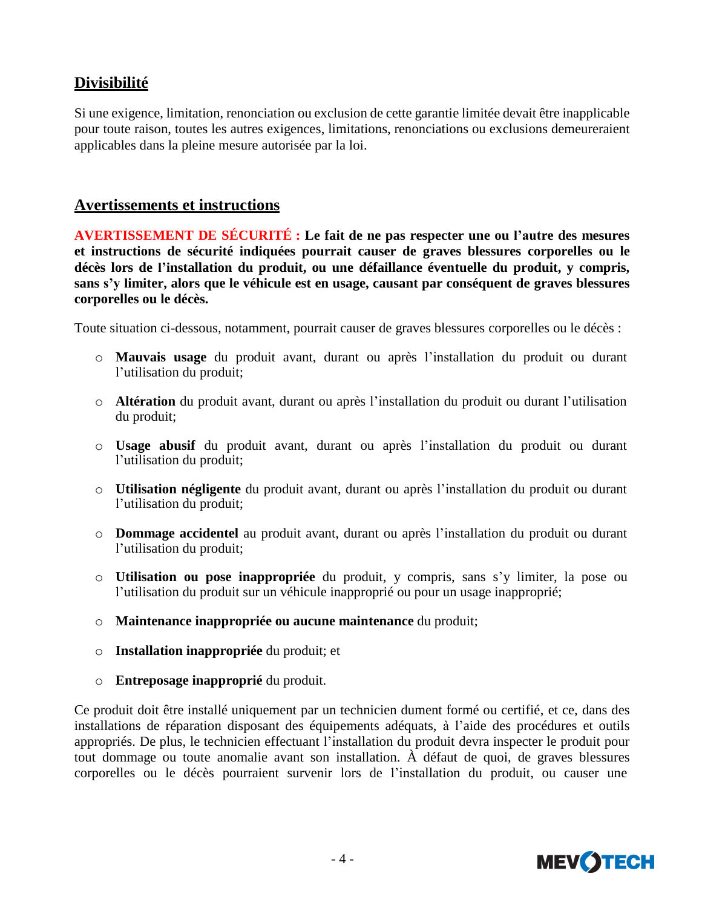## Divisibilité

Si une exigence, limitation, renonciation ou exclusion de cette garantie limitée devait être inapplicable pour toute raison, toutes les autres exigences, limitations, renonciations ou exclusions demeureraient applicables dans la pleine mesure autorisée par la loi.

## Avertissements et instructions

**AVERTISSEMENT DE SÉCURITÉ : Le fait de ne pas respecter une ou l'autre des mesures et instructions de sécurité indiquées pourrait causer de graves blessures corporelles ou le décès lors de l'installation du produit, ou une défaillance éventuelle du produit, y compris, sans s'y limiter, alors que le véhicule est en usage, causant par conséquent de graves blessures corporelles ou le décès.**

Toute situation ci-dessous, notamment, pourrait causer de graves blessures corporelles ou le décès :

- **Mauvais usage** du produit avant, durant ou après l'installation du produit ou durant l'utilisation du produit;
- **Altération** du produit avant, durant ou après l'installation du produit ou durant l'utilisation du produit;
- **Usage abusif** du produit avant, durant ou après l'installation du produit ou durant l'utilisation du produit;
- **Utilisation négligente** du produit avant, durant ou après l'installation du produit ou durant l'utilisation du produit;
- **Dommage accidentel** au produit avant, durant ou après l'installation du produit ou durant l'utilisation du produit;
- **Utilisation ou pose inappropriée** du produit, y compris, sans s'y limiter, la pose ou l'utilisation du produit sur un véhicule inapproprié ou pour un usage inapproprié;
- **Maintenance inappropriée ou aucune maintenance** du produit;
- **Installation inappropriée** du produit; et
- **Entreposage inapproprié** du produit.

Ce produit doit être installé uniquement par un technicien dument formé ou certifié, et ce, dans des installations de réparation disposant des équipements adéquats, à l'aide des procédures et outils appropriés. De plus, le technicien effectuant l'installation du produit devra inspecter le produit pour tout dommage ou toute anomalie avant son installation. À défaut de quoi, de graves blessures corporelles ou le décès pourraient survenir lors de l'installation du produit, ou causer une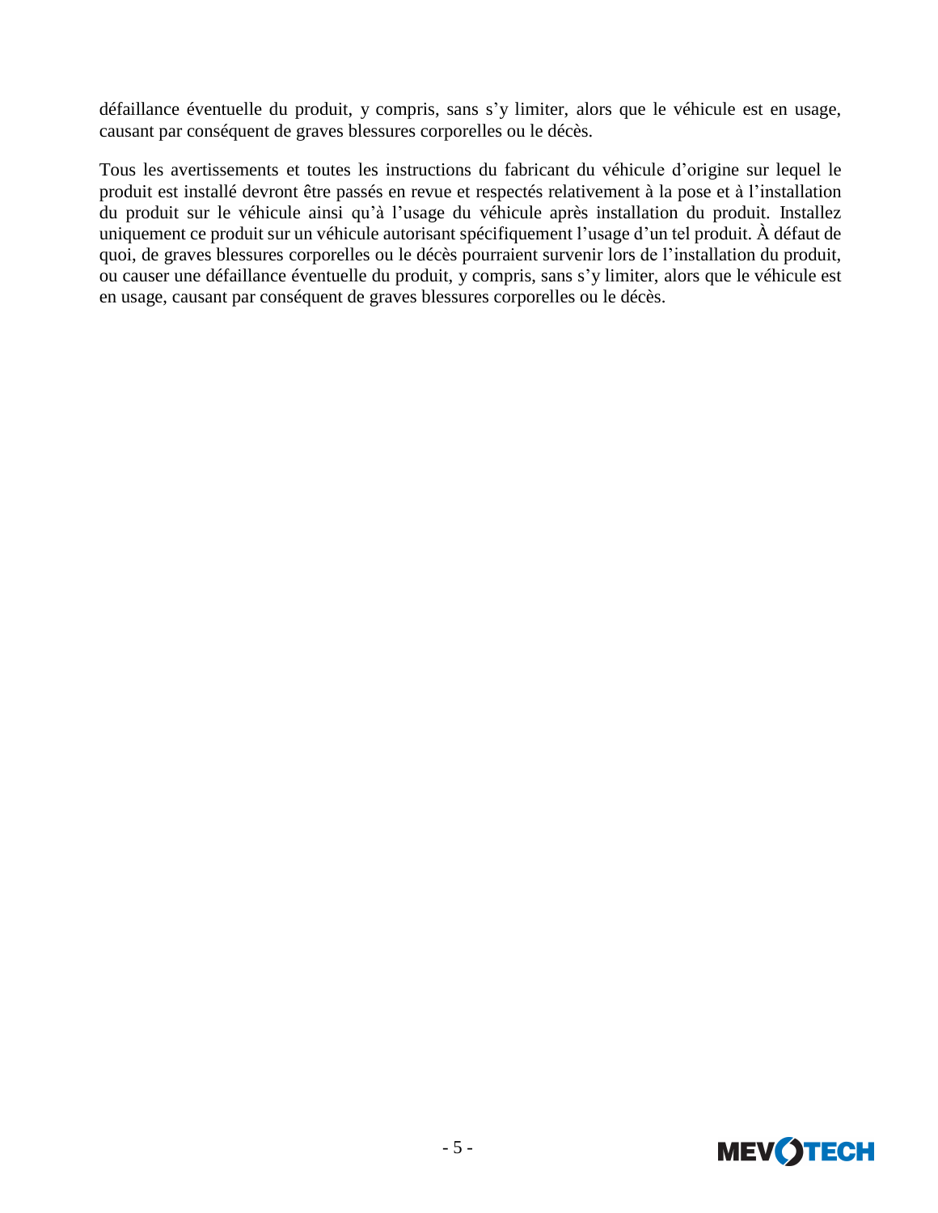défaillance éventuelle du produit, y compris, sans s'y limiter, alors que le véhicule est en usage, causant par conséquent de graves blessures corporelles ou le décès.

Tous les avertissements et toutes les instructions du fabricant du véhicule d'origine sur lequel le produit est installé devront être passés en revue et respectés relativement à la pose et à l'installation du produit sur le véhicule ainsi qu'à l'usage du véhicule après installation du produit. Installez uniquement ce produit sur un véhicule autorisant spécifiquement l'usage d'un tel produit. À défaut de quoi, de graves blessures corporelles ou le décès pourraient survenir lors de l'installation du produit, ou causer une défaillance éventuelle du produit, y compris, sans s'y limiter, alors que le véhicule est en usage, causant par conséquent de graves blessures corporelles ou le décès.